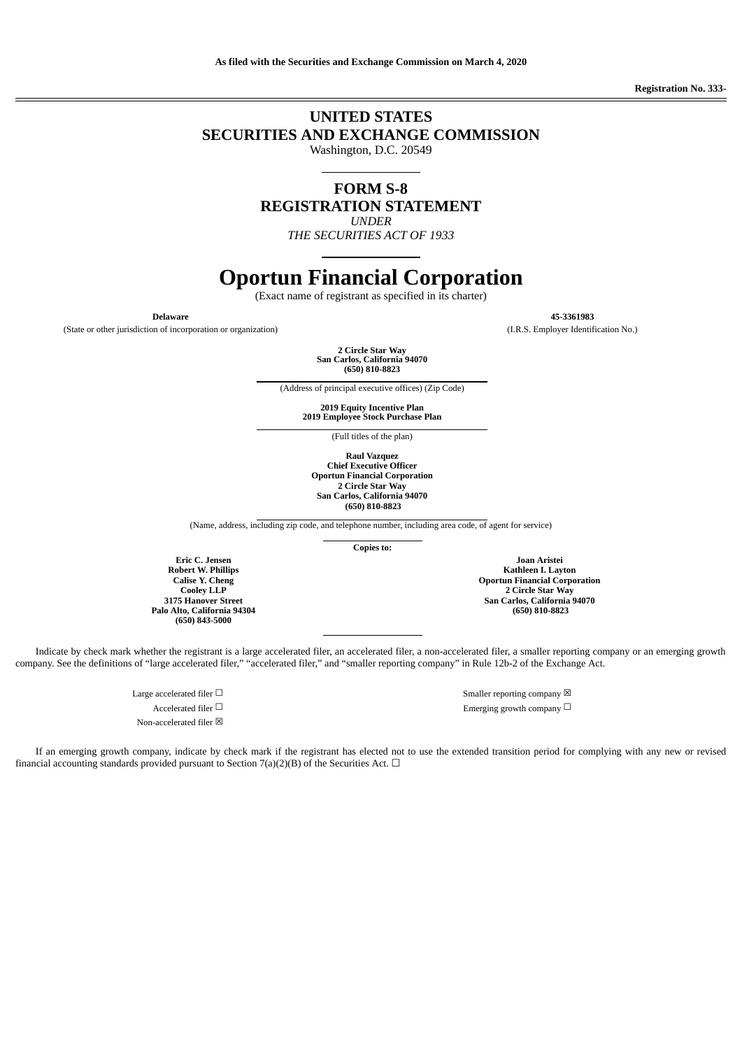**As filed with the Securities and Exchange Commission on March 4, 2020**

**Registration No. 333-**

# UNITED STATES SECURITIES AND EXCHANGE COMMISSION

Washington, D.C. 20549

## FORM S-8 REGISTRATION STATEMENT

*UNDER*

*THE SECURITIES ACT OF 1933*

# Oportun Financial Corporation

(Exact name of registrant as specified in its charter)

| **Delaware** | **45-3361983** |
|---|---|
| (State or other jurisdiction of incorporation or organization) | (I.R.S. Employer Identification No.) |

**2 Circle Star Way**
**San Carlos, California 94070**
**(650) 810-8823**

(Address of principal executive offices) (Zip Code)

**2019 Equity Incentive Plan**
**2019 Employee Stock Purchase Plan**

(Full titles of the plan)

**Raul Vazquez**
**Chief Executive Officer**
**Oportun Financial Corporation**
**2 Circle Star Way**
**San Carlos, California 94070**
**(650) 810-8823**

(Name, address, including zip code, and telephone number, including area code, of agent for service)

**Copies to:**

| **Eric C. Jensen**<br>**Robert W. Phillips**<br>**Calise Y. Cheng**<br>**Cooley LLP**<br>**3175 Hanover Street**<br>**Palo Alto, California 94304**<br>**(650) 843-5000** | **Joan Aristei**<br>**Kathleen I. Layton**<br>**Oportun Financial Corporation**<br>**2 Circle Star Way**<br>**San Carlos, California 94070**<br>**(650) 810-8823** |
|---|---|

Indicate by check mark whether the registrant is a large accelerated filer, an accelerated filer, a non-accelerated filer, a smaller reporting company or an emerging growth company. See the definitions of "large accelerated filer," "accelerated filer," and "smaller reporting company" in Rule 12b-2 of the Exchange Act.

| | |
|---|---|
| Large accelerated filer ☐ | Smaller reporting company ☒ |
| Accelerated filer ☐ | Emerging growth company ☐ |
| Non-accelerated filer ☒ | |

If an emerging growth company, indicate by check mark if the registrant has elected not to use the extended transition period for complying with any new or revised financial accounting standards provided pursuant to Section 7(a)(2)(B) of the Securities Act. ☐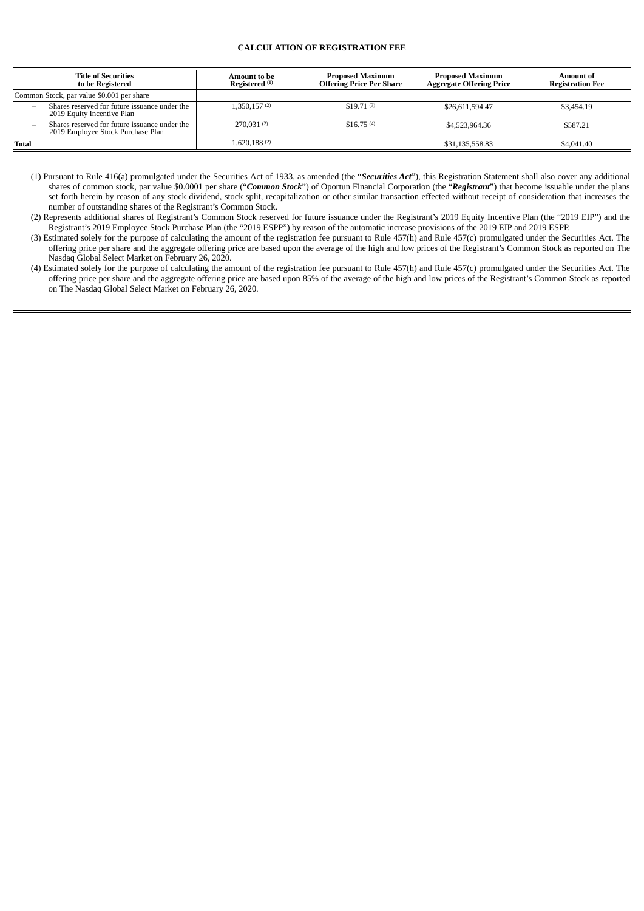**CALCULATION OF REGISTRATION FEE**

| Title of Securities to be Registered | Amount to be Registered (1) | Proposed Maximum Offering Price Per Share | Proposed Maximum Aggregate Offering Price | Amount of Registration Fee |
|---|---|---|---|---|
| Common Stock, par value $0.001 per share | | | | |
| – Shares reserved for future issuance under the 2019 Equity Incentive Plan | 1,350,157 (2) | $19.71 (3) | $26,611,594.47 | $3,454.19 |
| – Shares reserved for future issuance under the 2019 Employee Stock Purchase Plan | 270,031 (2) | $16.75 (4) | $4,523,964.36 | $587.21 |
| **Total** | 1,620,188 (2) | | $31,135,558.83 | $4,041.40 |

(1) Pursuant to Rule 416(a) promulgated under the Securities Act of 1933, as amended (the "***Securities Act***"), this Registration Statement shall also cover any additional shares of common stock, par value $0.0001 per share ("***Common Stock***") of Oportun Financial Corporation (the "***Registrant***") that become issuable under the plans set forth herein by reason of any stock dividend, stock split, recapitalization or other similar transaction effected without receipt of consideration that increases the number of outstanding shares of the Registrant's Common Stock.

(2) Represents additional shares of Registrant's Common Stock reserved for future issuance under the Registrant's 2019 Equity Incentive Plan (the "2019 EIP") and the Registrant's 2019 Employee Stock Purchase Plan (the "2019 ESPP") by reason of the automatic increase provisions of the 2019 EIP and 2019 ESPP.

(3) Estimated solely for the purpose of calculating the amount of the registration fee pursuant to Rule 457(h) and Rule 457(c) promulgated under the Securities Act. The offering price per share and the aggregate offering price are based upon the average of the high and low prices of the Registrant's Common Stock as reported on The Nasdaq Global Select Market on February 26, 2020.

(4) Estimated solely for the purpose of calculating the amount of the registration fee pursuant to Rule 457(h) and Rule 457(c) promulgated under the Securities Act. The offering price per share and the aggregate offering price are based upon 85% of the average of the high and low prices of the Registrant's Common Stock as reported on The Nasdaq Global Select Market on February 26, 2020.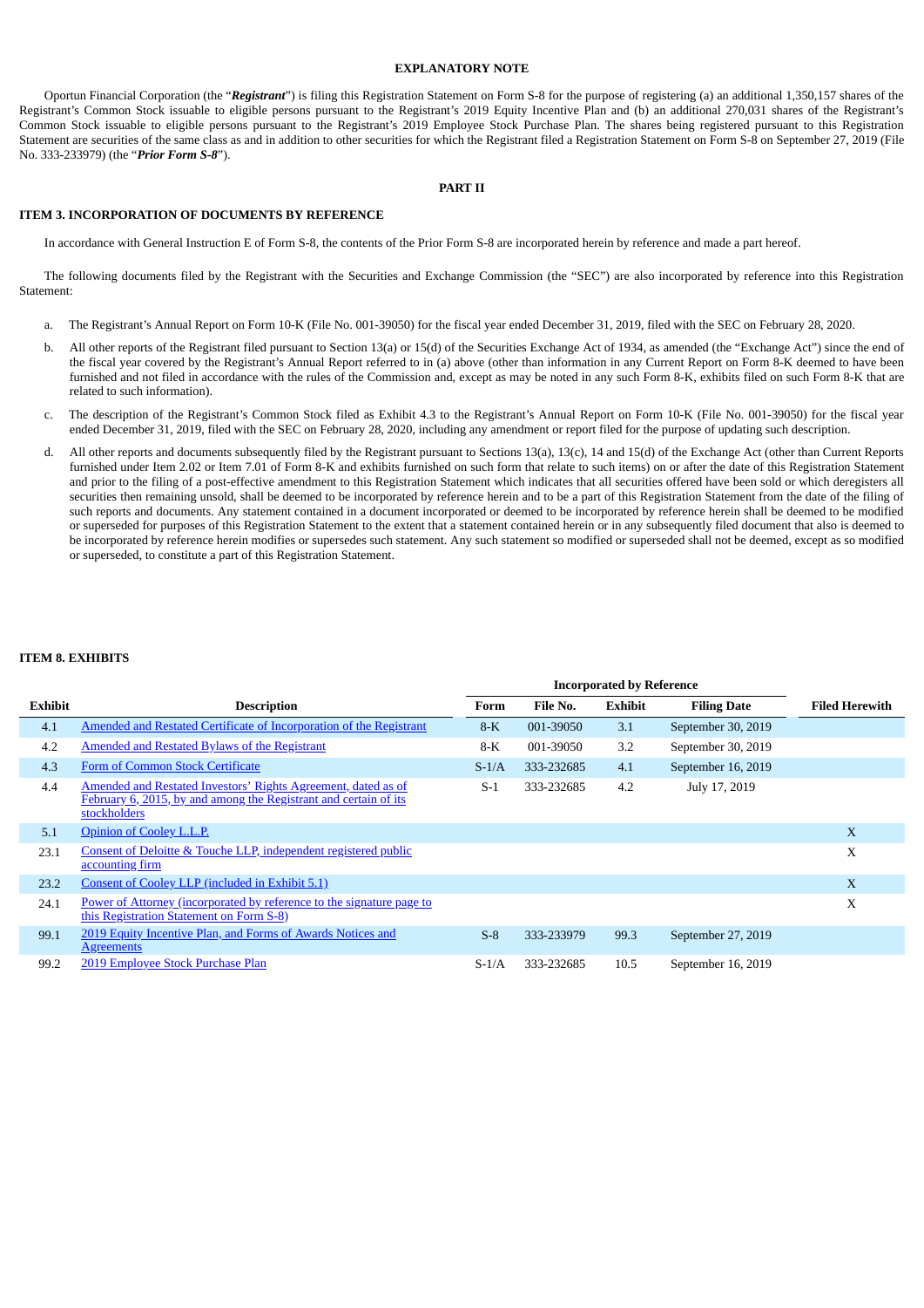## EXPLANATORY NOTE

Oportun Financial Corporation (the "***Registrant***") is filing this Registration Statement on Form S-8 for the purpose of registering (a) an additional 1,350,157 shares of the Registrant's Common Stock issuable to eligible persons pursuant to the Registrant's 2019 Equity Incentive Plan and (b) an additional 270,031 shares of the Registrant's Common Stock issuable to eligible persons pursuant to the Registrant's 2019 Employee Stock Purchase Plan. The shares being registered pursuant to this Registration Statement are securities of the same class as and in addition to other securities for which the Registrant filed a Registration Statement on Form S-8 on September 27, 2019 (File No. 333-233979) (the "***Prior Form S-8***").

## PART II

### ITEM 3. INCORPORATION OF DOCUMENTS BY REFERENCE

In accordance with General Instruction E of Form S-8, the contents of the Prior Form S-8 are incorporated herein by reference and made a part hereof.

The following documents filed by the Registrant with the Securities and Exchange Commission (the "SEC") are also incorporated by reference into this Registration Statement:

a. The Registrant's Annual Report on Form 10-K (File No. 001-39050) for the fiscal year ended December 31, 2019, filed with the SEC on February 28, 2020.

b. All other reports of the Registrant filed pursuant to Section 13(a) or 15(d) of the Securities Exchange Act of 1934, as amended (the "Exchange Act") since the end of the fiscal year covered by the Registrant's Annual Report referred to in (a) above (other than information in any Current Report on Form 8-K deemed to have been furnished and not filed in accordance with the rules of the Commission and, except as may be noted in any such Form 8-K, exhibits filed on such Form 8-K that are related to such information).

c. The description of the Registrant's Common Stock filed as Exhibit 4.3 to the Registrant's Annual Report on Form 10-K (File No. 001-39050) for the fiscal year ended December 31, 2019, filed with the SEC on February 28, 2020, including any amendment or report filed for the purpose of updating such description.

d. All other reports and documents subsequently filed by the Registrant pursuant to Sections 13(a), 13(c), 14 and 15(d) of the Exchange Act (other than Current Reports furnished under Item 2.02 or Item 7.01 of Form 8-K and exhibits furnished on such form that relate to such items) on or after the date of this Registration Statement and prior to the filing of a post-effective amendment to this Registration Statement which indicates that all securities offered have been sold or which deregisters all securities then remaining unsold, shall be deemed to be incorporated by reference herein and to be a part of this Registration Statement from the date of the filing of such reports and documents. Any statement contained in a document incorporated or deemed to be incorporated by reference herein shall be deemed to be modified or superseded for purposes of this Registration Statement to the extent that a statement contained herein or in any subsequently filed document that also is deemed to be incorporated by reference herein modifies or supersedes such statement. Any such statement so modified or superseded shall not be deemed, except as so modified or superseded, to constitute a part of this Registration Statement.

### ITEM 8. EXHIBITS

| | | Incorporated by Reference | | | | |
|---|---|---|---|---|---|---|
| **Exhibit** | **Description** | **Form** | **File No.** | **Exhibit** | **Filing Date** | **Filed Herewith** |
| 4.1 | Amended and Restated Certificate of Incorporation of the Registrant | 8-K | 001-39050 | 3.1 | September 30, 2019 | |
| 4.2 | Amended and Restated Bylaws of the Registrant | 8-K | 001-39050 | 3.2 | September 30, 2019 | |
| 4.3 | Form of Common Stock Certificate | S-1/A | 333-232685 | 4.1 | September 16, 2019 | |
| 4.4 | Amended and Restated Investors' Rights Agreement, dated as of February 6, 2015, by and among the Registrant and certain of its stockholders | S-1 | 333-232685 | 4.2 | July 17, 2019 | |
| 5.1 | Opinion of Cooley L.L.P. | | | | | X |
| 23.1 | Consent of Deloitte & Touche LLP, independent registered public accounting firm | | | | | X |
| 23.2 | Consent of Cooley LLP (included in Exhibit 5.1) | | | | | X |
| 24.1 | Power of Attorney (incorporated by reference to the signature page to this Registration Statement on Form S-8) | | | | | X |
| 99.1 | 2019 Equity Incentive Plan, and Forms of Awards Notices and Agreements | S-8 | 333-233979 | 99.3 | September 27, 2019 | |
| 99.2 | 2019 Employee Stock Purchase Plan | S-1/A | 333-232685 | 10.5 | September 16, 2019 | |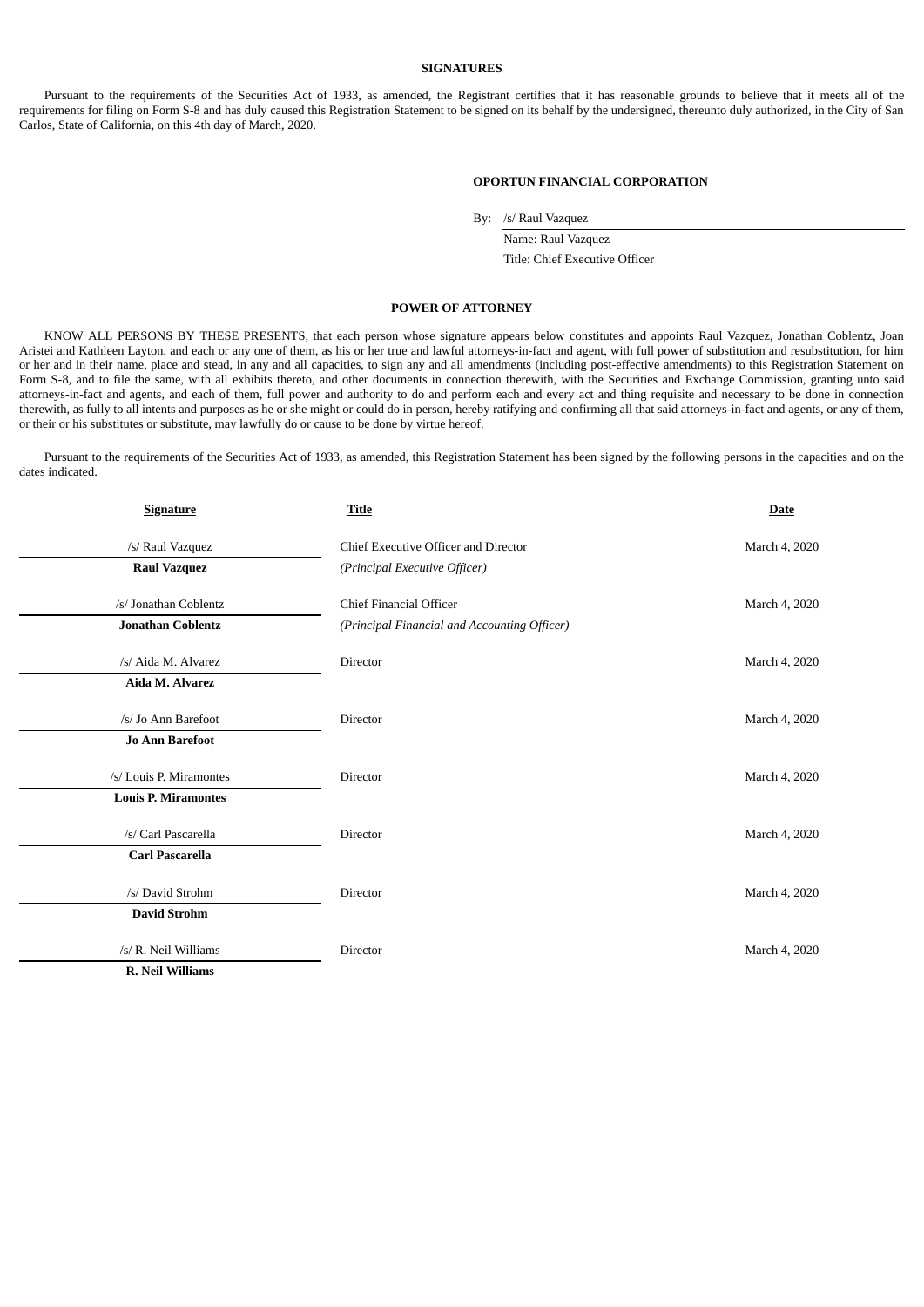## SIGNATURES

Pursuant to the requirements of the Securities Act of 1933, as amended, the Registrant certifies that it has reasonable grounds to believe that it meets all of the requirements for filing on Form S-8 and has duly caused this Registration Statement to be signed on its behalf by the undersigned, thereunto duly authorized, in the City of San Carlos, State of California, on this 4th day of March, 2020.

**OPORTUN FINANCIAL CORPORATION**

By: /s/ Raul Vazquez

Name: Raul Vazquez

Title: Chief Executive Officer

## POWER OF ATTORNEY

KNOW ALL PERSONS BY THESE PRESENTS, that each person whose signature appears below constitutes and appoints Raul Vazquez, Jonathan Coblentz, Joan Aristei and Kathleen Layton, and each or any one of them, as his or her true and lawful attorneys-in-fact and agent, with full power of substitution and resubstitution, for him or her and in their name, place and stead, in any and all capacities, to sign any and all amendments (including post-effective amendments) to this Registration Statement on Form S-8, and to file the same, with all exhibits thereto, and other documents in connection therewith, with the Securities and Exchange Commission, granting unto said attorneys-in-fact and agents, and each of them, full power and authority to do and perform each and every act and thing requisite and necessary to be done in connection therewith, as fully to all intents and purposes as he or she might or could do in person, hereby ratifying and confirming all that said attorneys-in-fact and agents, or any of them, or their or his substitutes or substitute, may lawfully do or cause to be done by virtue hereof.

Pursuant to the requirements of the Securities Act of 1933, as amended, this Registration Statement has been signed by the following persons in the capacities and on the dates indicated.

| Signature | Title | Date |
|---|---|---|
| /s/ Raul Vazquez<br>**Raul Vazquez** | Chief Executive Officer and Director<br>*(Principal Executive Officer)* | March 4, 2020 |
| /s/ Jonathan Coblentz<br>**Jonathan Coblentz** | Chief Financial Officer<br>*(Principal Financial and Accounting Officer)* | March 4, 2020 |
| /s/ Aida M. Alvarez<br>**Aida M. Alvarez** | Director | March 4, 2020 |
| /s/ Jo Ann Barefoot<br>**Jo Ann Barefoot** | Director | March 4, 2020 |
| /s/ Louis P. Miramontes<br>**Louis P. Miramontes** | Director | March 4, 2020 |
| /s/ Carl Pascarella<br>**Carl Pascarella** | Director | March 4, 2020 |
| /s/ David Strohm<br>**David Strohm** | Director | March 4, 2020 |
| /s/ R. Neil Williams<br>**R. Neil Williams** | Director | March 4, 2020 |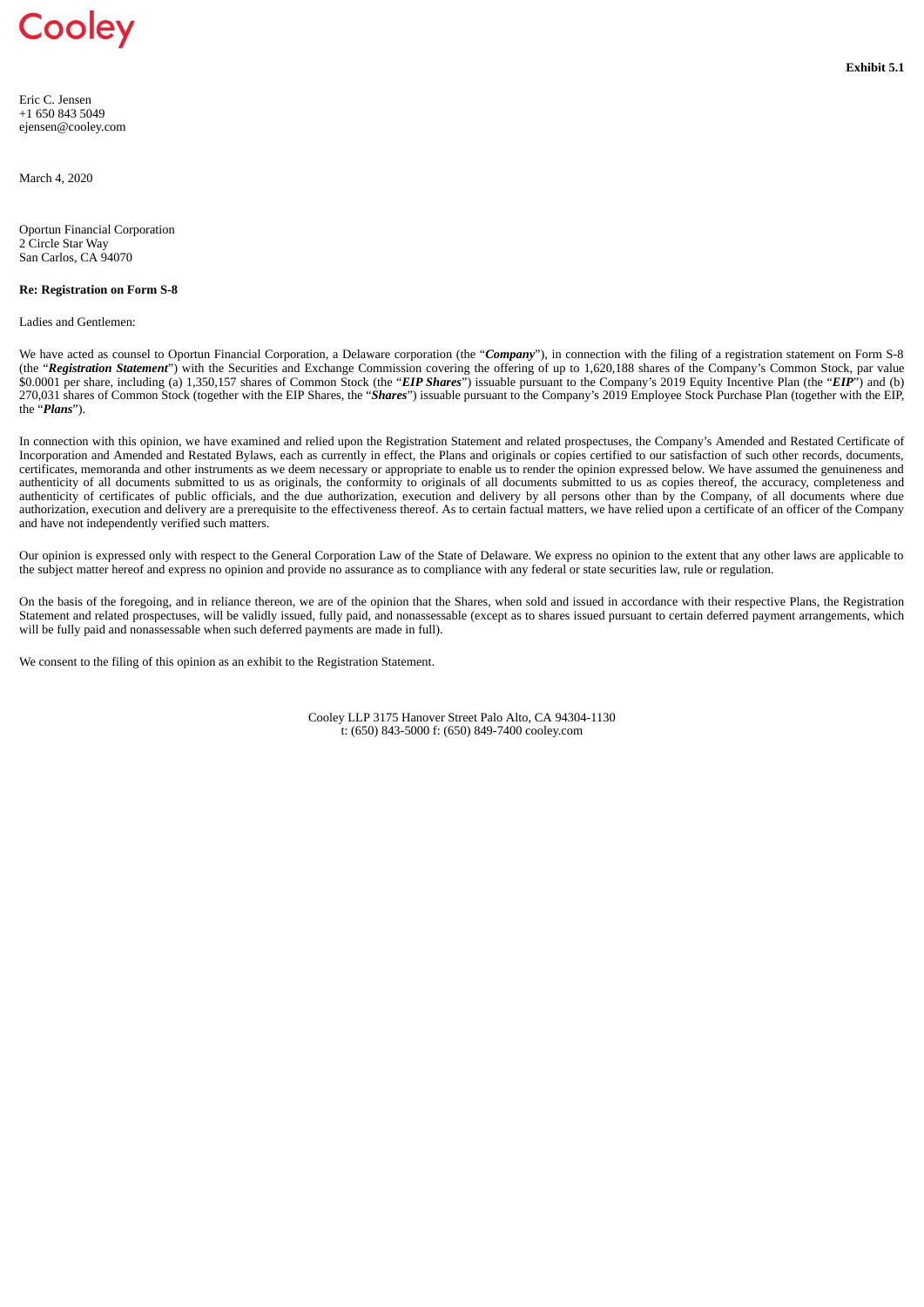Cooley

**Exhibit 5.1**

Eric C. Jensen
+1 650 843 5049
ejensen@cooley.com

March 4, 2020

Oportun Financial Corporation
2 Circle Star Way
San Carlos, CA 94070

**Re: Registration on Form S-8**

Ladies and Gentlemen:

We have acted as counsel to Oportun Financial Corporation, a Delaware corporation (the "***Company***"), in connection with the filing of a registration statement on Form S-8 (the "***Registration Statement***") with the Securities and Exchange Commission covering the offering of up to 1,620,188 shares of the Company's Common Stock, par value $0.0001 per share, including (a) 1,350,157 shares of Common Stock (the "***EIP Shares***") issuable pursuant to the Company's 2019 Equity Incentive Plan (the "***EIP***") and (b) 270,031 shares of Common Stock (together with the EIP Shares, the "***Shares***") issuable pursuant to the Company's 2019 Employee Stock Purchase Plan (together with the EIP, the "***Plans***").

In connection with this opinion, we have examined and relied upon the Registration Statement and related prospectuses, the Company's Amended and Restated Certificate of Incorporation and Amended and Restated Bylaws, each as currently in effect, the Plans and originals or copies certified to our satisfaction of such other records, documents, certificates, memoranda and other instruments as we deem necessary or appropriate to enable us to render the opinion expressed below. We have assumed the genuineness and authenticity of all documents submitted to us as originals, the conformity to originals of all documents submitted to us as copies thereof, the accuracy, completeness and authenticity of certificates of public officials, and the due authorization, execution and delivery by all persons other than by the Company, of all documents where due authorization, execution and delivery are a prerequisite to the effectiveness thereof. As to certain factual matters, we have relied upon a certificate of an officer of the Company and have not independently verified such matters.

Our opinion is expressed only with respect to the General Corporation Law of the State of Delaware. We express no opinion to the extent that any other laws are applicable to the subject matter hereof and express no opinion and provide no assurance as to compliance with any federal or state securities law, rule or regulation.

On the basis of the foregoing, and in reliance thereon, we are of the opinion that the Shares, when sold and issued in accordance with their respective Plans, the Registration Statement and related prospectuses, will be validly issued, fully paid, and nonassessable (except as to shares issued pursuant to certain deferred payment arrangements, which will be fully paid and nonassessable when such deferred payments are made in full).

We consent to the filing of this opinion as an exhibit to the Registration Statement.

Cooley LLP 3175 Hanover Street Palo Alto, CA 94304-1130
t: (650) 843-5000 f: (650) 849-7400 cooley.com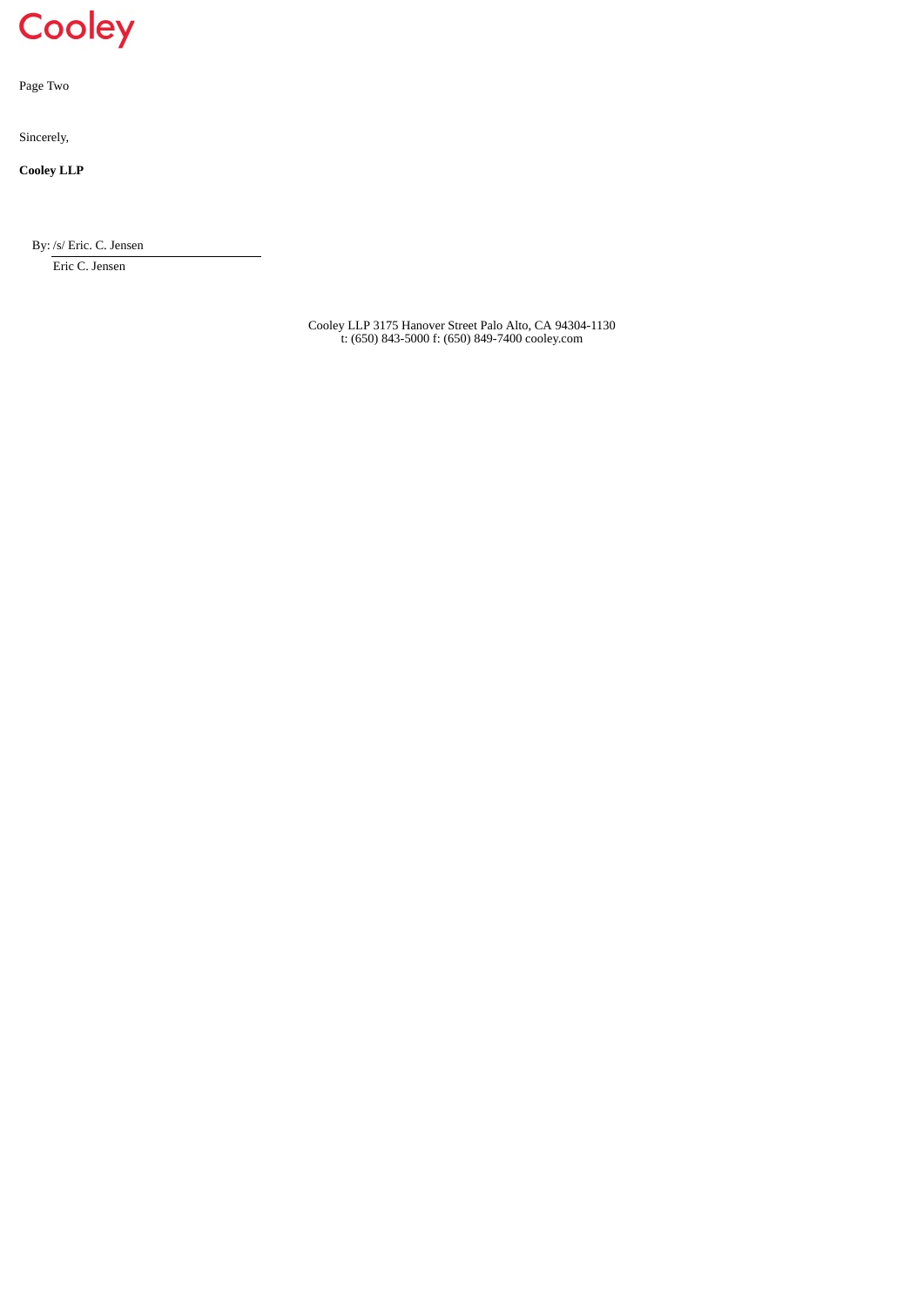Sincerely,

**Cooley LLP**

By: /s/ Eric. C. Jensen

Eric C. Jensen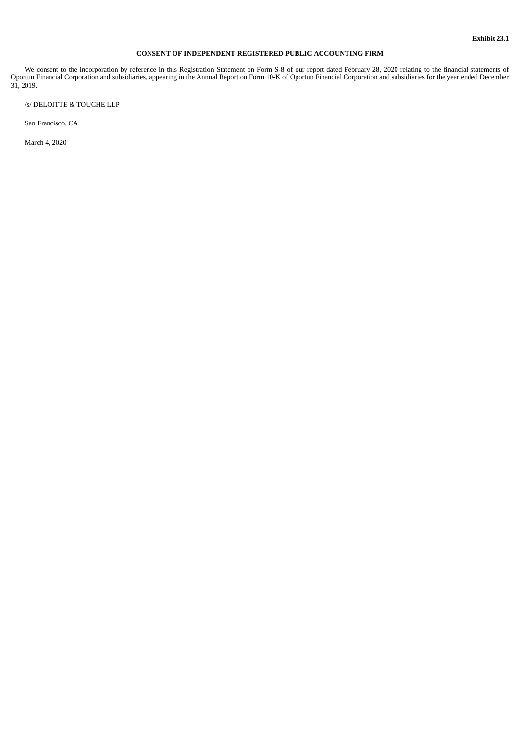**Exhibit 23.1**

**CONSENT OF INDEPENDENT REGISTERED PUBLIC ACCOUNTING FIRM**

We consent to the incorporation by reference in this Registration Statement on Form S-8 of our report dated February 28, 2020 relating to the financial statements of Oportun Financial Corporation and subsidiaries, appearing in the Annual Report on Form 10-K of Oportun Financial Corporation and subsidiaries for the year ended December 31, 2019.

/s/ DELOITTE & TOUCHE LLP

San Francisco, CA

March 4, 2020